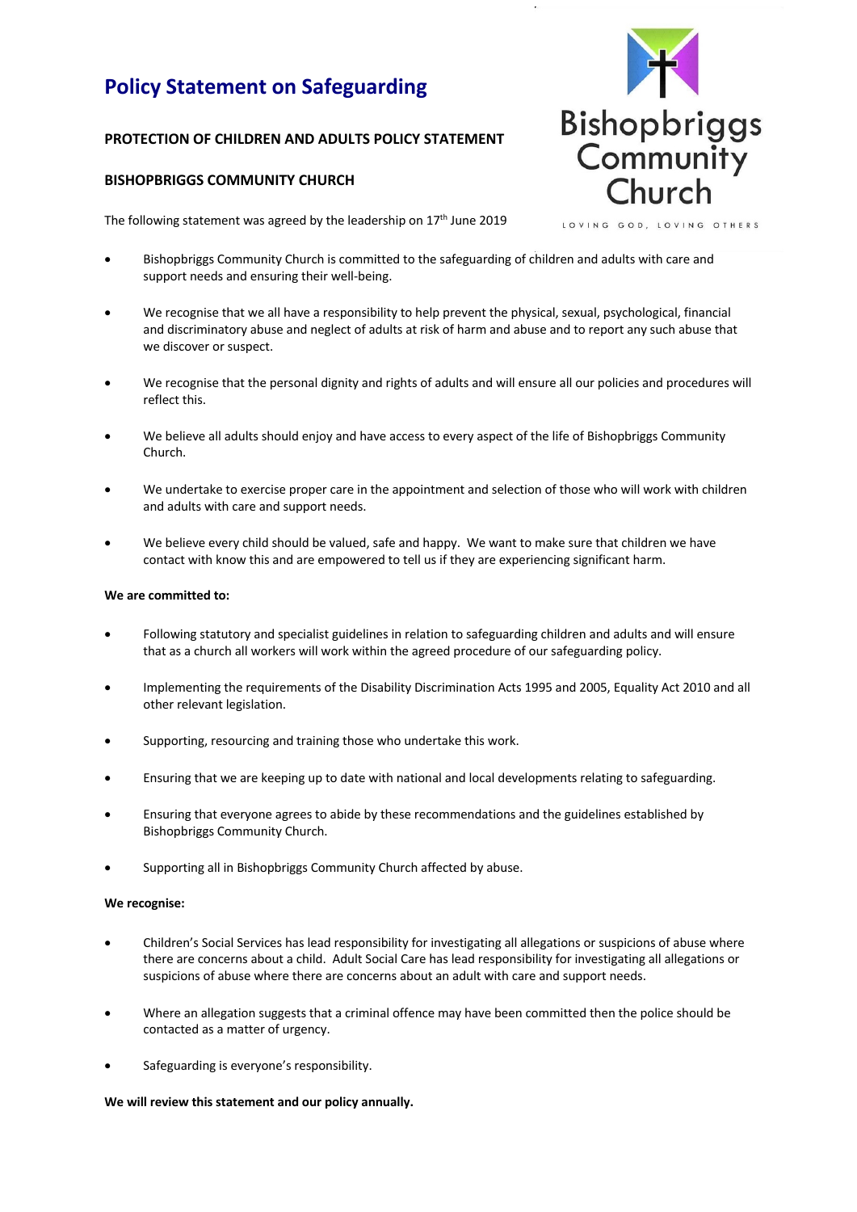# Policy Statement on Safeguarding

**PROTECTION OF CHILDREN AND ADULTS POLICY STATEMENT**

**BISHOPBRIGGS COMMUNITY CHURCH**

Bishopbriggs Community Church

LOVING GOD, LOVING OTHERS

The following statement was agreed by the leadership on 17th June 2019

- Bishopbriggs Community Church is committed to the safeguarding of children and adults with care and support needs and ensuring their well-being.
- We recognise that we all have a responsibility to help prevent the physical, sexual, psychological, financial and discriminatory abuse and neglect of adults at risk of harm and abuse and to report any such abuse that we discover or suspect.
- We recognise that the personal dignity and rights of adults and will ensure all our policies and procedures will reflect this.
- We believe all adults should enjoy and have access to every aspect of the life of Bishopbriggs Community Church.
- We undertake to exercise proper care in the appointment and selection of those who will work with children and adults with care and support needs.
- We believe every child should be valued, safe and happy. We want to make sure that children we have contact with know this and are empowered to tell us if they are experiencing significant harm.

**We are committed to:**

- Following statutory and specialist guidelines in relation to safeguarding children and adults and will ensure that as a church all workers will work within the agreed procedure of our safeguarding policy.
- Implementing the requirements of the Disability Discrimination Acts 1995 and 2005, Equality Act 2010 and all other relevant legislation.
- Supporting, resourcing and training those who undertake this work.
- Ensuring that we are keeping up to date with national and local developments relating to safeguarding.
- Ensuring that everyone agrees to abide by these recommendations and the guidelines established by Bishopbriggs Community Church.
- Supporting all in Bishopbriggs Community Church affected by abuse.

**We recognise:**

- Children's Social Services has lead responsibility for investigating all allegations or suspicions of abuse where there are concerns about a child. Adult Social Care has lead responsibility for investigating all allegations or suspicions of abuse where there are concerns about an adult with care and support needs.
- Where an allegation suggests that a criminal offence may have been committed then the police should be contacted as a matter of urgency.
- Safeguarding is everyone's responsibility.

**We will review this statement and our policy annually.**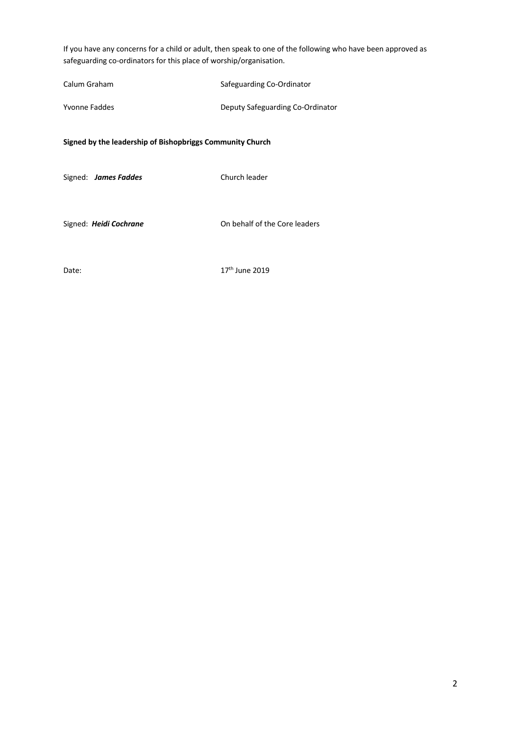If you have any concerns for a child or adult, then speak to one of the following who have been approved as safeguarding co-ordinators for this place of worship/organisation.

| | |
|---|---|
| Calum Graham | Safeguarding Co-Ordinator |
| Yvonne Faddes | Deputy Safeguarding Co-Ordinator |

**Signed by the leadership of Bishopbriggs Community Church**

| | |
|---|---|
| Signed: ***James Faddes*** | Church leader |
| Signed: ***Heidi Cochrane*** | On behalf of the Core leaders |
| Date: | 17th June 2019 |